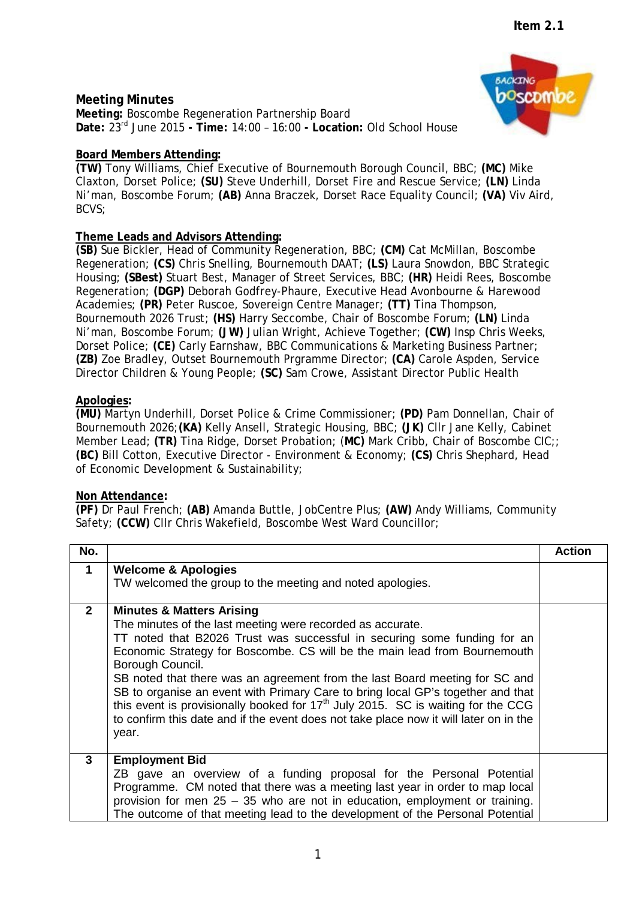**Item 2.1**

## Meeting Minutes

**Meeting:** Boscombe Regeneration Partnership Board
**Date:** 23rd June 2015 **- Time:** 14:00 – 16:00 **- Location:** Old School House

**Board Members Attending:**
**(TW)** Tony Williams, Chief Executive of Bournemouth Borough Council, BBC; **(MC)** Mike Claxton, Dorset Police; **(SU)** Steve Underhill, Dorset Fire and Rescue Service; **(LN)** Linda Ni'man, Boscombe Forum; **(AB)** Anna Braczek, Dorset Race Equality Council; **(VA)** Viv Aird, BCVS;

**Theme Leads and Advisors Attending:**
**(SB)** Sue Bickler, Head of Community Regeneration, BBC; **(CM)** Cat McMillan, Boscombe Regeneration; **(CS)** Chris Snelling, Bournemouth DAAT; **(LS)** Laura Snowdon, BBC Strategic Housing; **(SBest)** Stuart Best, Manager of Street Services, BBC; **(HR)** Heidi Rees, Boscombe Regeneration; **(DGP)** Deborah Godfrey-Phaure, Executive Head Avonbourne & Harewood Academies; **(PR)** Peter Ruscoe, Sovereign Centre Manager; **(TT)** Tina Thompson, Bournemouth 2026 Trust; **(HS)** Harry Seccombe, Chair of Boscombe Forum; **(LN)** Linda Ni'man, Boscombe Forum; **(JW)** Julian Wright, Achieve Together; **(CW)** Insp Chris Weeks, Dorset Police; **(CE)** Carly Earnshaw, BBC Communications & Marketing Business Partner; **(ZB)** Zoe Bradley, Outset Bournemouth Prgramme Director; **(CA)** Carole Aspden, Service Director Children & Young People; **(SC)** Sam Crowe, Assistant Director Public Health

**Apologies:**
**(MU)** Martyn Underhill, Dorset Police & Crime Commissioner; **(PD)** Pam Donnellan, Chair of Bournemouth 2026;**(KA)** Kelly Ansell, Strategic Housing, BBC; **(JK)** Cllr Jane Kelly, Cabinet Member Lead; **(TR)** Tina Ridge, Dorset Probation; (**MC)** Mark Cribb, Chair of Boscombe CIC;; **(BC)** Bill Cotton, Executive Director - Environment & Economy; **(CS)** Chris Shephard, Head of Economic Development & Sustainability;

**Non Attendance:**
**(PF)** Dr Paul French; **(AB)** Amanda Buttle, JobCentre Plus; **(AW)** Andy Williams, Community Safety; **(CCW)** Cllr Chris Wakefield, Boscombe West Ward Councillor;

| No. | | Action |
|---|---|---|
| 1 | **Welcome & Apologies**<br>TW welcomed the group to the meeting and noted apologies. | |
| 2 | **Minutes & Matters Arising**<br>The minutes of the last meeting were recorded as accurate.<br>TT noted that B2026 Trust was successful in securing some funding for an Economic Strategy for Boscombe. CS will be the main lead from Bournemouth Borough Council.<br>SB noted that there was an agreement from the last Board meeting for SC and SB to organise an event with Primary Care to bring local GP's together and that this event is provisionally booked for 17th July 2015. SC is waiting for the CCG to confirm this date and if the event does not take place now it will later on in the year. | |
| 3 | **Employment Bid**<br>ZB gave an overview of a funding proposal for the Personal Potential Programme. CM noted that there was a meeting last year in order to map local provision for men 25 – 35 who are not in education, employment or training. The outcome of that meeting lead to the development of the Personal Potential | |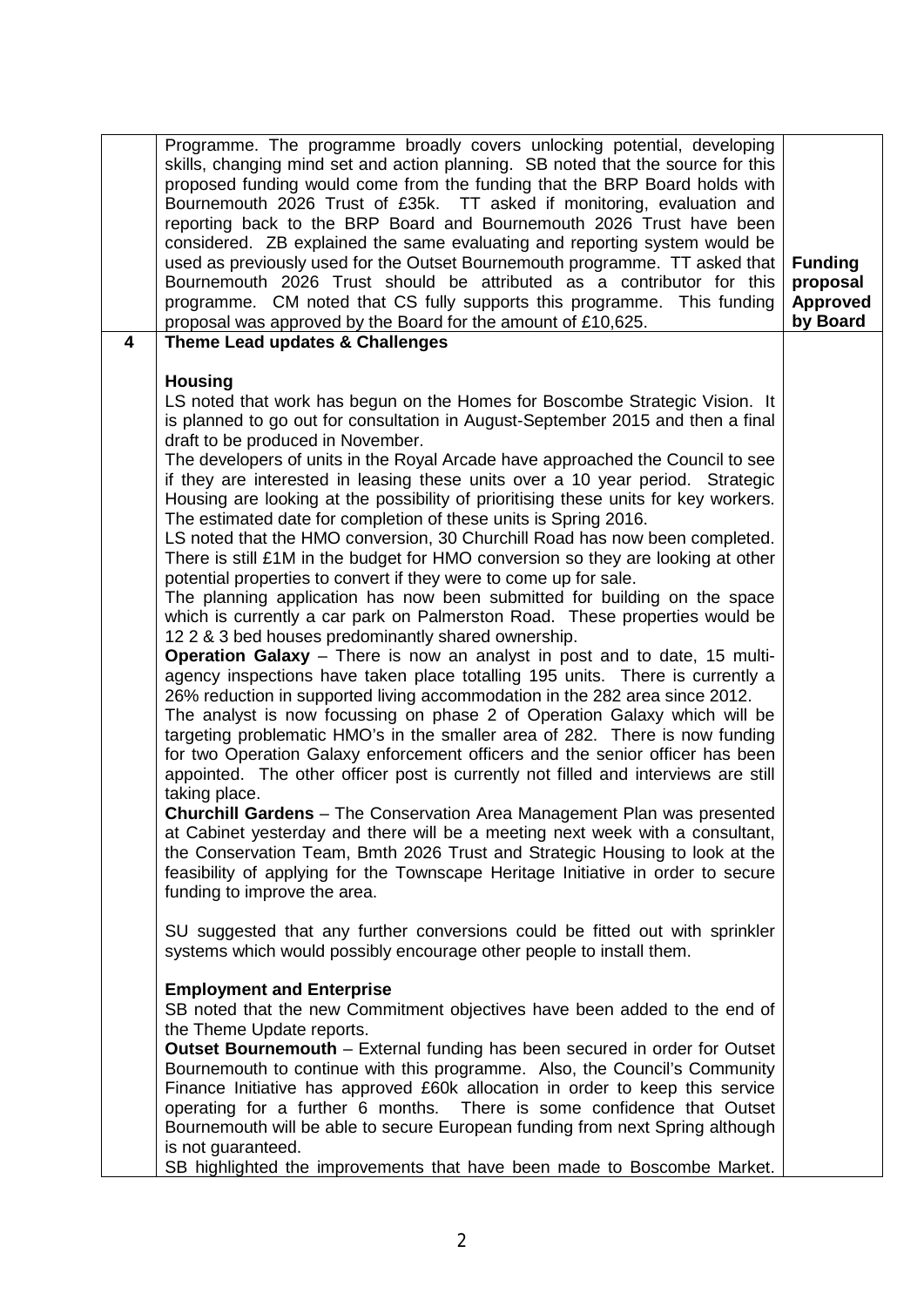| | | |
|---|---|---|
| | Programme. The programme broadly covers unlocking potential, developing skills, changing mind set and action planning. SB noted that the source for this proposed funding would come from the funding that the BRP Board holds with Bournemouth 2026 Trust of £35k. TT asked if monitoring, evaluation and reporting back to the BRP Board and Bournemouth 2026 Trust have been considered. ZB explained the same evaluating and reporting system would be used as previously used for the Outset Bournemouth programme. TT asked that Bournemouth 2026 Trust should be attributed as a contributor for this programme. CM noted that CS fully supports this programme. This funding proposal was approved by the Board for the amount of £10,625. | **Funding proposal Approved by Board** |
| **4** | **Theme Lead updates & Challenges**<br><br>**Housing**<br>LS noted that work has begun on the Homes for Boscombe Strategic Vision. It is planned to go out for consultation in August-September 2015 and then a final draft to be produced in November.<br>The developers of units in the Royal Arcade have approached the Council to see if they are interested in leasing these units over a 10 year period. Strategic Housing are looking at the possibility of prioritising these units for key workers. The estimated date for completion of these units is Spring 2016.<br>LS noted that the HMO conversion, 30 Churchill Road has now been completed. There is still £1M in the budget for HMO conversion so they are looking at other potential properties to convert if they were to come up for sale.<br>The planning application has now been submitted for building on the space which is currently a car park on Palmerston Road. These properties would be 12 2 & 3 bed houses predominantly shared ownership.<br>**Operation Galaxy** – There is now an analyst in post and to date, 15 multi-agency inspections have taken place totalling 195 units. There is currently a 26% reduction in supported living accommodation in the 282 area since 2012.<br>The analyst is now focussing on phase 2 of Operation Galaxy which will be targeting problematic HMO's in the smaller area of 282. There is now funding for two Operation Galaxy enforcement officers and the senior officer has been appointed. The other officer post is currently not filled and interviews are still taking place.<br>**Churchill Gardens** – The Conservation Area Management Plan was presented at Cabinet yesterday and there will be a meeting next week with a consultant, the Conservation Team, Bmth 2026 Trust and Strategic Housing to look at the feasibility of applying for the Townscape Heritage Initiative in order to secure funding to improve the area.<br><br>SU suggested that any further conversions could be fitted out with sprinkler systems which would possibly encourage other people to install them.<br><br>**Employment and Enterprise**<br>SB noted that the new Commitment objectives have been added to the end of the Theme Update reports.<br>**Outset Bournemouth** – External funding has been secured in order for Outset Bournemouth to continue with this programme. Also, the Council's Community Finance Initiative has approved £60k allocation in order to keep this service operating for a further 6 months. There is some confidence that Outset Bournemouth will be able to secure European funding from next Spring although is not guaranteed.<br>SB highlighted the improvements that have been made to Boscombe Market. | |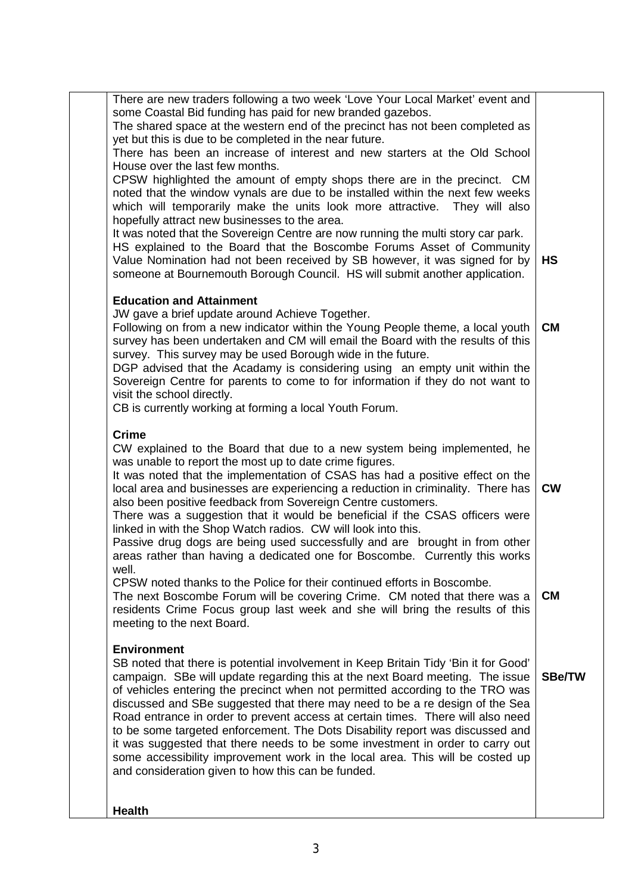| | | |
|---|---|---|
| | There are new traders following a two week 'Love Your Local Market' event and some Coastal Bid funding has paid for new branded gazebos.<br>The shared space at the western end of the precinct has not been completed as yet but this is due to be completed in the near future.<br>There has been an increase of interest and new starters at the Old School House over the last few months.<br>CPSW highlighted the amount of empty shops there are in the precinct. CM noted that the window vynals are due to be installed within the next few weeks which will temporarily make the units look more attractive. They will also hopefully attract new businesses to the area.<br>It was noted that the Sovereign Centre are now running the multi story car park.<br>HS explained to the Board that the Boscombe Forums Asset of Community Value Nomination had not been received by SB however, it was signed for by someone at Bournemouth Borough Council. HS will submit another application. | **HS** |
| | **Education and Attainment**<br>JW gave a brief update around Achieve Together.<br>Following on from a new indicator within the Young People theme, a local youth survey has been undertaken and CM will email the Board with the results of this survey. This survey may be used Borough wide in the future.<br>DGP advised that the Acadamy is considering using an empty unit within the Sovereign Centre for parents to come to for information if they do not want to visit the school directly.<br>CB is currently working at forming a local Youth Forum. | **CM** |
| | **Crime**<br>CW explained to the Board that due to a new system being implemented, he was unable to report the most up to date crime figures.<br>It was noted that the implementation of CSAS has had a positive effect on the local area and businesses are experiencing a reduction in criminality. There has also been positive feedback from Sovereign Centre customers.<br>There was a suggestion that it would be beneficial if the CSAS officers were linked in with the Shop Watch radios. CW will look into this.<br>Passive drug dogs are being used successfully and are brought in from other areas rather than having a dedicated one for Boscombe. Currently this works well.<br>CPSW noted thanks to the Police for their continued efforts in Boscombe.<br>The next Boscombe Forum will be covering Crime. CM noted that there was a residents Crime Focus group last week and she will bring the results of this meeting to the next Board. | **CW**<br><br>**CM** |
| | **Environment**<br>SB noted that there is potential involvement in Keep Britain Tidy 'Bin it for Good' campaign. SBe will update regarding this at the next Board meeting. The issue of vehicles entering the precinct when not permitted according to the TRO was discussed and SBe suggested that there may need to be a re design of the Sea Road entrance in order to prevent access at certain times. There will also need to be some targeted enforcement. The Dots Disability report was discussed and it was suggested that there needs to be some investment in order to carry out some accessibility improvement work in the local area. This will be costed up and consideration given to how this can be funded. | **SBe/TW** |
| | **Health** | |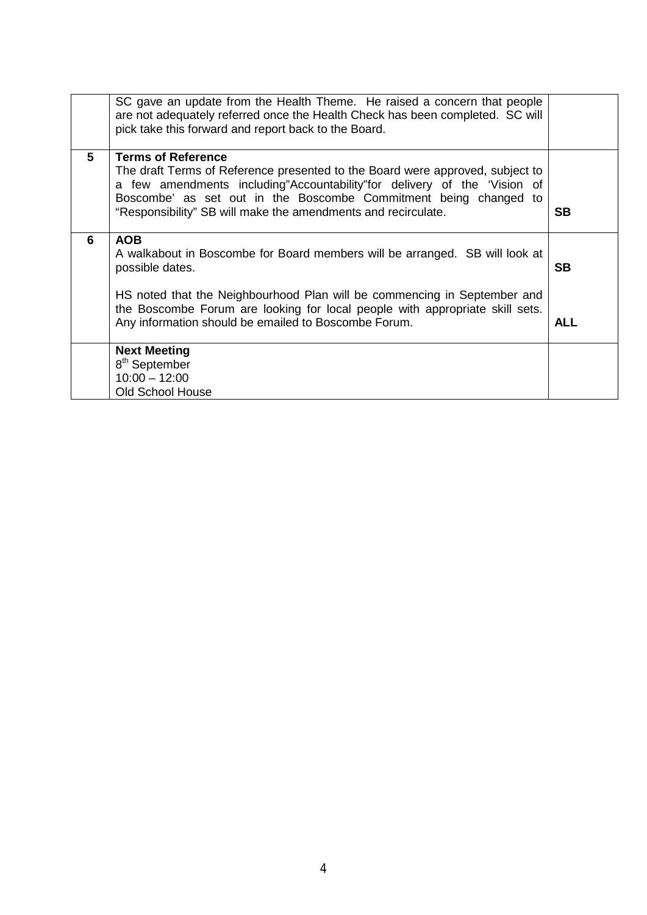| | | |
|---|---|---|
| | SC gave an update from the Health Theme. He raised a concern that people are not adequately referred once the Health Check has been completed. SC will pick take this forward and report back to the Board. | |
| **5** | **Terms of Reference**<br>The draft Terms of Reference presented to the Board were approved, subject to a few amendments including"Accountability"for delivery of the 'Vision of Boscombe' as set out in the Boscombe Commitment being changed to "Responsibility" SB will make the amendments and recirculate. | **SB** |
| **6** | **AOB**<br>A walkabout in Boscombe for Board members will be arranged. SB will look at possible dates.<br><br>HS noted that the Neighbourhood Plan will be commencing in September and the Boscombe Forum are looking for local people with appropriate skill sets. Any information should be emailed to Boscombe Forum. | **SB**<br><br><br>**ALL** |
| | **Next Meeting**<br>8th September<br>10:00 – 12:00<br>Old School House | |